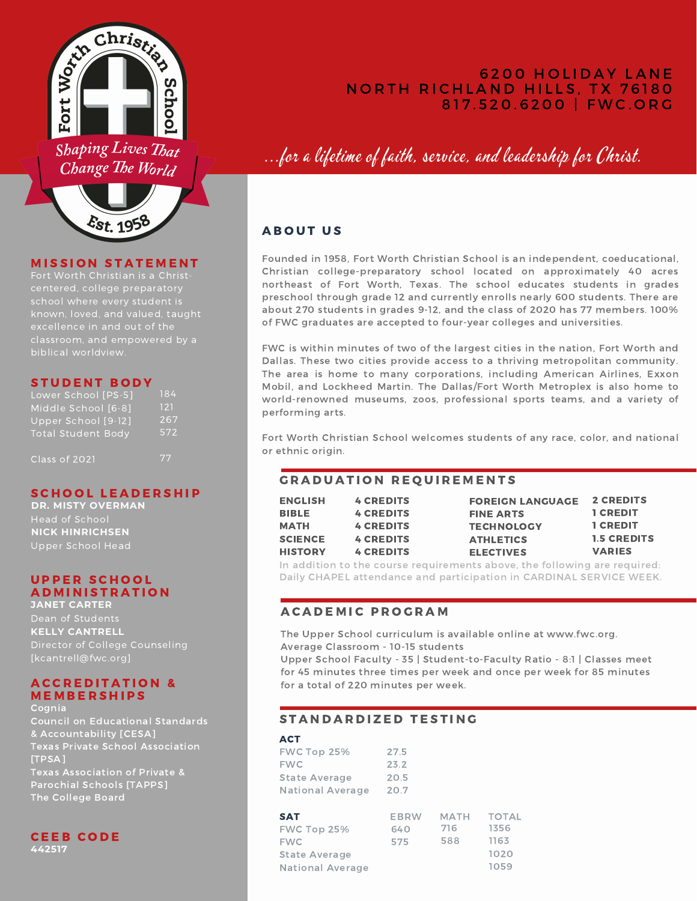Fort Worth Christian School

*Shaping Lives That Change The World*

Est. 1958

6200 HOLIDAY LANE
NORTH RICHLAND HILLS, TX 76180
817.520.6200 | FWC.ORG

*...for a lifetime of faith, service, and leadership for Christ.*

## MISSION STATEMENT

Fort Worth Christian is a Christ-centered, college preparatory school where every student is known, loved, and valued, taught excellence in and out of the classroom, and empowered by a biblical worldview.

## STUDENT BODY

| | |
|---|---|
| Lower School [PS-5] | 184 |
| Middle School [6-8] | 121 |
| Upper School [9-12] | 267 |
| Total Student Body | 572 |
| Class of 2021 | 77 |

## SCHOOL LEADERSHIP

**DR. MISTY OVERMAN**
Head of School
**NICK HINRICHSEN**
Upper School Head

## UPPER SCHOOL ADMINISTRATION

**JANET CARTER**
Dean of Students
**KELLY CANTRELL**
Director of College Counseling
[kcantrell@fwc.org]

## ACCREDITATION & MEMBERSHIPS

Cognia
Council on Educational Standards & Accountability [CESA]
Texas Private School Association [TPSA]
Texas Association of Private & Parochial Schools [TAPPS]
The College Board

## CEEB CODE

**442517**

## ABOUT US

Founded in 1958, Fort Worth Christian School is an independent, coeducational, Christian college-preparatory school located on approximately 40 acres northeast of Fort Worth, Texas. The school educates students in grades preschool through grade 12 and currently enrolls nearly 600 students. There are about 270 students in grades 9-12, and the class of 2020 has 77 members. 100% of FWC graduates are accepted to four-year colleges and universities.

FWC is within minutes of two of the largest cities in the nation, Fort Worth and Dallas. These two cities provide access to a thriving metropolitan community. The area is home to many corporations, including American Airlines, Exxon Mobil, and Lockheed Martin. The Dallas/Fort Worth Metroplex is also home to world-renowned museums, zoos, professional sports teams, and a variety of performing arts.

Fort Worth Christian School welcomes students of any race, color, and national or ethnic origin.

## GRADUATION REQUIREMENTS

| | | | |
|---|---|---|---|
| **ENGLISH** | **4 CREDITS** | **FOREIGN LANGUAGE** | **2 CREDITS** |
| **BIBLE** | **4 CREDITS** | **FINE ARTS** | **1 CREDIT** |
| **MATH** | **4 CREDITS** | **TECHNOLOGY** | **1 CREDIT** |
| **SCIENCE** | **4 CREDITS** | **ATHLETICS** | **1.5 CREDITS** |
| **HISTORY** | **4 CREDITS** | **ELECTIVES** | **VARIES** |

In addition to the course requirements above, the following are required: Daily CHAPEL attendance and participation in CARDINAL SERVICE WEEK.

## ACADEMIC PROGRAM

The Upper School curriculum is available online at www.fwc.org.
Average Classroom - 10-15 students
Upper School Faculty - 35 | Student-to-Faculty Ratio - 8:1 | Classes meet for 45 minutes three times per week and once per week for 85 minutes for a total of 220 minutes per week.

## STANDARDIZED TESTING

| **ACT** | |
|---|---|
| FWC Top 25% | 27.5 |
| FWC | 23.2 |
| State Average | 20.5 |
| National Average | 20.7 |

| **SAT** | EBRW | MATH | TOTAL |
|---|---|---|---|
| FWC Top 25% | 640 | 716 | 1356 |
| FWC | 575 | 588 | 1163 |
| State Average | | | 1020 |
| National Average | | | 1059 |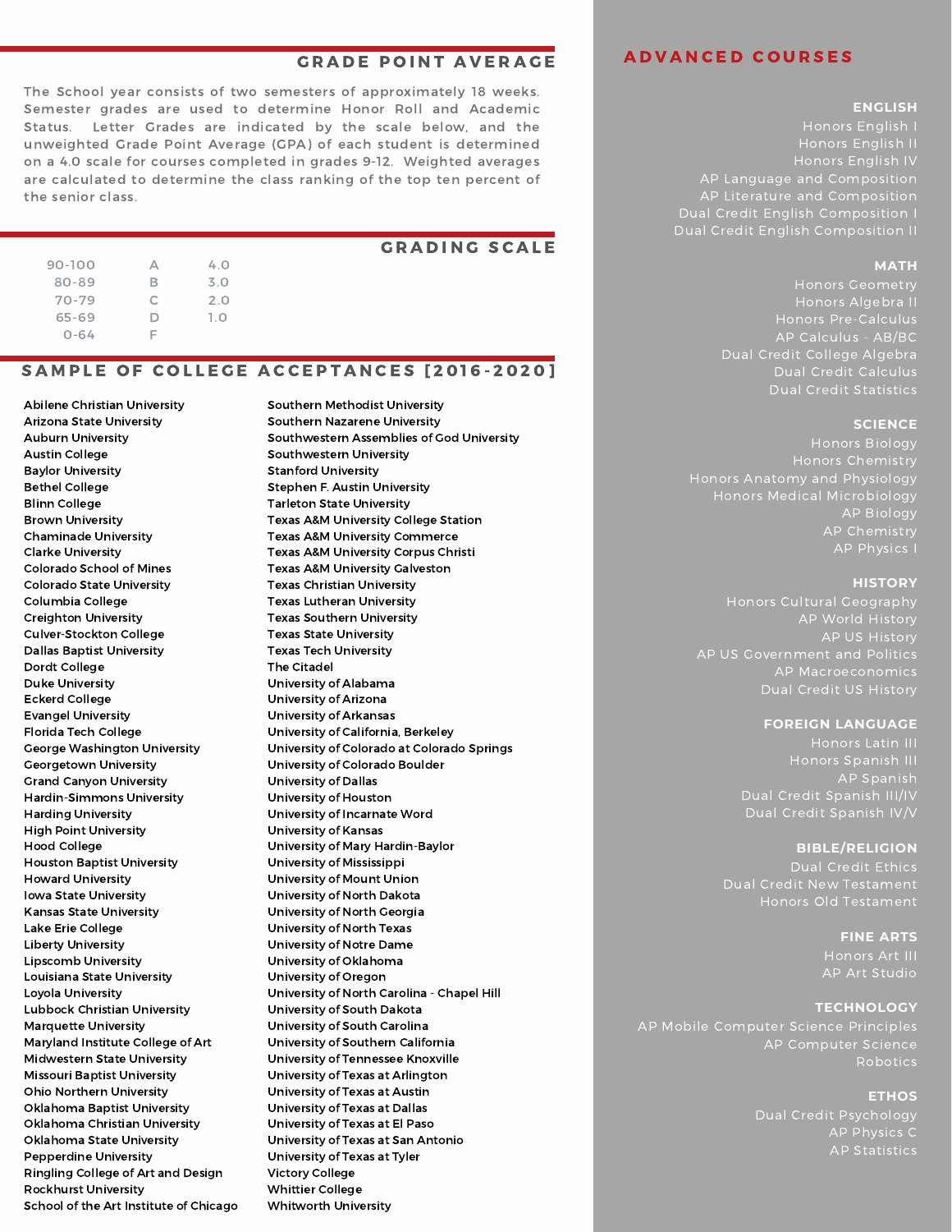## GRADE POINT AVERAGE

The School year consists of two semesters of approximately 18 weeks. Semester grades are used to determine Honor Roll and Academic Status. Letter Grades are indicated by the scale below, and the unweighted Grade Point Average (GPA) of each student is determined on a 4.0 scale for courses completed in grades 9-12. Weighted averages are calculated to determine the class ranking of the top ten percent of the senior class.

## GRADING SCALE

| | | |
|---|---|---|
| 90-100 | A | 4.0 |
| 80-89 | B | 3.0 |
| 70-79 | C | 2.0 |
| 65-69 | D | 1.0 |
| 0-64 | F | |

## SAMPLE OF COLLEGE ACCEPTANCES [2016-2020]

Abilene Christian University
Arizona State University
Auburn University
Austin College
Baylor University
Bethel College
Blinn College
Brown University
Chaminade University
Clarke University
Colorado School of Mines
Colorado State University
Columbia College
Creighton University
Culver-Stockton College
Dallas Baptist University
Dordt College
Duke University
Eckerd College
Evangel University
Florida Tech College
George Washington University
Georgetown University
Grand Canyon University
Hardin-Simmons University
Harding University
High Point University
Hood College
Houston Baptist University
Howard University
Iowa State University
Kansas State University
Lake Erie College
Liberty University
Lipscomb University
Louisiana State University
Loyola University
Lubbock Christian University
Marquette University
Maryland Institute College of Art
Midwestern State University
Missouri Baptist University
Ohio Northern University
Oklahoma Baptist University
Oklahoma Christian University
Oklahoma State University
Pepperdine University
Ringling College of Art and Design
Rockhurst University
School of the Art Institute of Chicago
Southern Methodist University
Southern Nazarene University
Southwestern Assemblies of God University
Southwestern University
Stanford University
Stephen F. Austin University
Tarleton State University
Texas A&M University College Station
Texas A&M University Commerce
Texas A&M University Corpus Christi
Texas A&M University Galveston
Texas Christian University
Texas Lutheran University
Texas Southern University
Texas State University
Texas Tech University
The Citadel
University of Alabama
University of Arizona
University of Arkansas
University of California, Berkeley
University of Colorado at Colorado Springs
University of Colorado Boulder
University of Dallas
University of Houston
University of Incarnate Word
University of Kansas
University of Mary Hardin-Baylor
University of Mississippi
University of Mount Union
University of North Dakota
University of North Georgia
University of North Texas
University of Notre Dame
University of Oklahoma
University of Oregon
University of North Carolina - Chapel Hill
University of South Dakota
University of South Carolina
University of Southern California
University of Tennessee Knoxville
University of Texas at Arlington
University of Texas at Austin
University of Texas at Dallas
University of Texas at El Paso
University of Texas at San Antonio
University of Texas at Tyler
Victory College
Whittier College
Whitworth University

## ADVANCED COURSES

### ENGLISH
Honors English I
Honors English II
Honors English IV
AP Language and Composition
AP Literature and Composition
Dual Credit English Composition I
Dual Credit English Composition II

### MATH
Honors Geometry
Honors Algebra II
Honors Pre-Calculus
AP Calculus - AB/BC
Dual Credit College Algebra
Dual Credit Calculus
Dual Credit Statistics

### SCIENCE
Honors Biology
Honors Chemistry
Honors Anatomy and Physiology
Honors Medical Microbiology
AP Biology
AP Chemistry
AP Physics I

### HISTORY
Honors Cultural Geography
AP World History
AP US History
AP US Government and Politics
AP Macroeconomics
Dual Credit US History

### FOREIGN LANGUAGE
Honors Latin III
Honors Spanish III
AP Spanish
Dual Credit Spanish III/IV
Dual Credit Spanish IV/V

### BIBLE/RELIGION
Dual Credit Ethics
Dual Credit New Testament
Honors Old Testament

### FINE ARTS
Honors Art III
AP Art Studio

### TECHNOLOGY
AP Mobile Computer Science Principles
AP Computer Science
Robotics

### ETHOS
Dual Credit Psychology
AP Physics C
AP Statistics